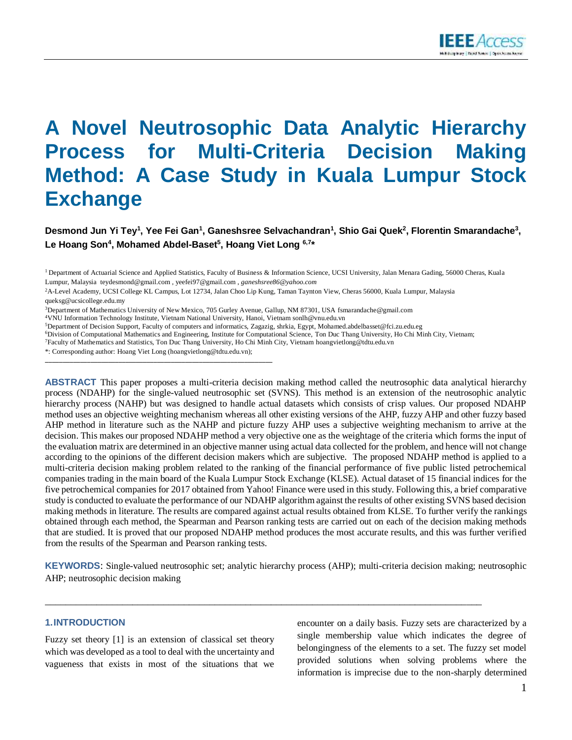# A Novel Neutrosophic Data Analytic Hierarchy Process for Multi-Criteria Decision Making Method: A Case Study in Kuala Lumpur Stock Exchange

**Desmond Jun Yi Tey[1], Yee Fei Gan[1], Ganeshsree Selvachandran[1], Shio Gai Quek[2], Florentin Smarandache[3], Le Hoang Son[4], Mohamed Abdel-Baset[5], Hoang Viet Long [6,7]***

[1] Department of Actuarial Science and Applied Statistics, Faculty of Business & Information Science, UCSI University, Jalan Menara Gading, 56000 Cheras, Kuala Lumpur, Malaysia teydesmond@gmail.com , yeefei97@gmail.com , *ganeshsree86@yahoo.com*

[2] A-Level Academy, UCSI College KL Campus, Lot 12734, Jalan Choo Lip Kung, Taman Taynton View, Cheras 56000, Kuala Lumpur, Malaysia queksg@ucsicollege.edu.my

[3] Department of Mathematics University of New Mexico, 705 Gurley Avenue, Gallup, NM 87301, USA fsmarandache@gmail.com

[4] VNU Information Technology Institute, Vietnam National University, Hanoi, Vietnam sonlh@vnu.edu.vn

[5] Department of Decision Support, Faculty of computers and informatics, Zagazig, shrkia, Egypt, Mohamed.abdelbasset@fci.zu.edu.eg

[6] Division of Computational Mathematics and Engineering, Institute for Computational Science, Ton Duc Thang University, Ho Chi Minh City, Vietnam;

[7] Faculty of Mathematics and Statistics, Ton Duc Thang University, Ho Chi Minh City, Vietnam hoangvietlong@tdtu.edu.vn

*: Corresponding author: Hoang Viet Long (hoangvietlong@tdtu.edu.vn);

**ABSTRACT** This paper proposes a multi-criteria decision making method called the neutrosophic data analytical hierarchy process (NDAHP) for the single-valued neutrosophic set (SVNS). This method is an extension of the neutrosophic analytic hierarchy process (NAHP) but was designed to handle actual datasets which consists of crisp values. Our proposed NDAHP method uses an objective weighting mechanism whereas all other existing versions of the AHP, fuzzy AHP and other fuzzy based AHP method in literature such as the NAHP and picture fuzzy AHP uses a subjective weighting mechanism to arrive at the decision. This makes our proposed NDAHP method a very objective one as the weightage of the criteria which forms the input of the evaluation matrix are determined in an objective manner using actual data collected for the problem, and hence will not change according to the opinions of the different decision makers which are subjective. The proposed NDAHP method is applied to a multi-criteria decision making problem related to the ranking of the financial performance of five public listed petrochemical companies trading in the main board of the Kuala Lumpur Stock Exchange (KLSE). Actual dataset of 15 financial indices for the five petrochemical companies for 2017 obtained from Yahoo! Finance were used in this study. Following this, a brief comparative study is conducted to evaluate the performance of our NDAHP algorithm against the results of other existing SVNS based decision making methods in literature. The results are compared against actual results obtained from KLSE. To further verify the rankings obtained through each method, the Spearman and Pearson ranking tests are carried out on each of the decision making methods that are studied. It is proved that our proposed NDAHP method produces the most accurate results, and this was further verified from the results of the Spearman and Pearson ranking tests.

**KEYWORDS**: Single-valued neutrosophic set; analytic hierarchy process (AHP); multi-criteria decision making; neutrosophic AHP; neutrosophic decision making

## 1. INTRODUCTION

Fuzzy set theory [1] is an extension of classical set theory which was developed as a tool to deal with the uncertainty and vagueness that exists in most of the situations that we encounter on a daily basis. Fuzzy sets are characterized by a single membership value which indicates the degree of belongingness of the elements to a set. The fuzzy set model provided solutions when solving problems where the information is imprecise due to the non-sharply determined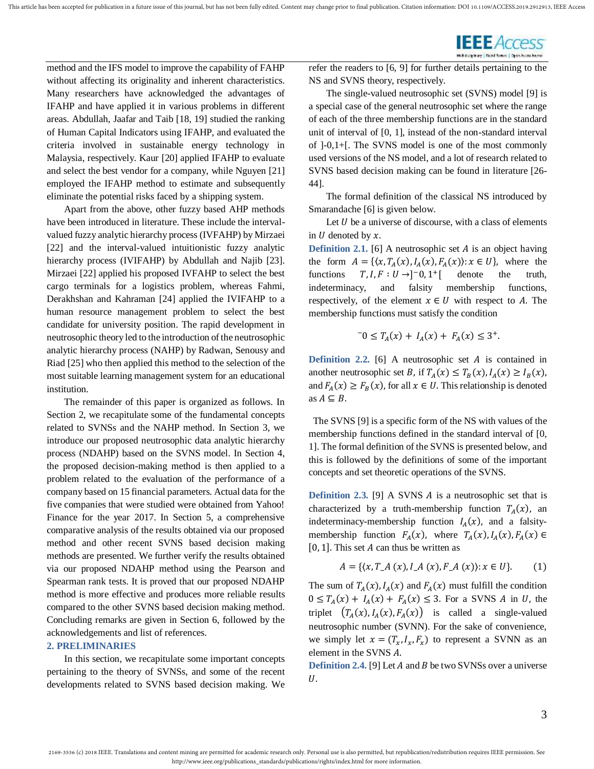method and the IFS model to improve the capability of FAHP without affecting its originality and inherent characteristics. Many researchers have acknowledged the advantages of IFAHP and have applied it in various problems in different areas. Abdullah, Jaafar and Taib [18, 19] studied the ranking of Human Capital Indicators using IFAHP, and evaluated the criteria involved in sustainable energy technology in Malaysia, respectively. Kaur [20] applied IFAHP to evaluate and select the best vendor for a company, while Nguyen [21] employed the IFAHP method to estimate and subsequently eliminate the potential risks faced by a shipping system.

Apart from the above, other fuzzy based AHP methods have been introduced in literature. These include the interval-valued fuzzy analytic hierarchy process (IVFAHP) by Mirzaei [22] and the interval-valued intuitionistic fuzzy analytic hierarchy process (IVIFAHP) by Abdullah and Najib [23]. Mirzaei [22] applied his proposed IVFAHP to select the best cargo terminals for a logistics problem, whereas Fahmi, Derakhshan and Kahraman [24] applied the IVIFAHP to a human resource management problem to select the best candidate for university position. The rapid development in neutrosophic theory led to the introduction of the neutrosophic analytic hierarchy process (NAHP) by Radwan, Senousy and Riad [25] who then applied this method to the selection of the most suitable learning management system for an educational institution.

The remainder of this paper is organized as follows. In Section 2, we recapitulate some of the fundamental concepts related to SVNSs and the NAHP method. In Section 3, we introduce our proposed neutrosophic data analytic hierarchy process (NDAHP) based on the SVNS model. In Section 4, the proposed decision-making method is then applied to a problem related to the evaluation of the performance of a company based on 15 financial parameters. Actual data for the five companies that were studied were obtained from Yahoo! Finance for the year 2017. In Section 5, a comprehensive comparative analysis of the results obtained via our proposed method and other recent SVNS based decision making methods are presented. We further verify the results obtained via our proposed NDAHP method using the Pearson and Spearman rank tests. It is proved that our proposed NDAHP method is more effective and produces more reliable results compared to the other SVNS based decision making method. Concluding remarks are given in Section 6, followed by the acknowledgements and list of references.

## 2. PRELIMINARIES

In this section, we recapitulate some important concepts pertaining to the theory of SVNSs, and some of the recent developments related to SVNS based decision making. We refer the readers to [6, 9] for further details pertaining to the NS and SVNS theory, respectively.

The single-valued neutrosophic set (SVNS) model [9] is a special case of the general neutrosophic set where the range of each of the three membership functions are in the standard unit of interval of [0, 1], instead of the non-standard interval of ]-0,1+[. The SVNS model is one of the most commonly used versions of the NS model, and a lot of research related to SVNS based decision making can be found in literature [26-44].

The formal definition of the classical NS introduced by Smarandache [6] is given below.

Let $U$ be a universe of discourse, with a class of elements in $U$ denoted by $x$.

**Definition 2.1.** [6] A neutrosophic set $A$ is an object having the form $A = \{\langle x, T_A(x), I_A(x), F_A(x)\rangle : x \in U\}$, where the functions $T, I, F : U \to ]^-0, 1^+[$ denote the truth, indeterminacy, and falsity membership functions, respectively, of the element $x \in U$ with respect to $A$. The membership functions must satisfy the condition

$$^-0 \leq T_A(x) + I_A(x) + F_A(x) \leq 3^+.$$

**Definition 2.2.** [6] A neutrosophic set $A$ is contained in another neutrosophic set $B$, if $T_A(x) \leq T_B(x), I_A(x) \geq I_B(x)$, and $F_A(x) \geq F_B(x)$, for all $x \in U$. This relationship is denoted as $A \subseteq B$.

The SVNS [9] is a specific form of the NS with values of the membership functions defined in the standard interval of [0, 1]. The formal definition of the SVNS is presented below, and this is followed by the definitions of some of the important concepts and set theoretic operations of the SVNS.

**Definition 2.3.** [9] A SVNS $A$ is a neutrosophic set that is characterized by a truth-membership function $T_A(x)$, an indeterminacy-membership function $I_A(x)$, and a falsity-membership function $F_A(x)$, where $T_A(x), I_A(x), F_A(x) \in [0, 1]$. This set $A$ can thus be written as

$$A = \{\langle x, T\_A (x), I\_A (x), F\_A (x)\rangle : x \in U\}. \qquad (1)$$

The sum of $T_A(x), I_A(x)$ and $F_A(x)$ must fulfill the condition $0 \leq T_A(x) + I_A(x) + F_A(x) \leq 3$. For a SVNS $A$ in $U$, the triplet $(T_A(x), I_A(x), F_A(x))$ is called a single-valued neutrosophic number (SVNN). For the sake of convenience, we simply let $x = (T_x, I_x, F_x)$ to represent a SVNN as an element in the SVNS $A$.

**Definition 2.4.** [9] Let $A$ and $B$ be two SVNSs over a universe $U$.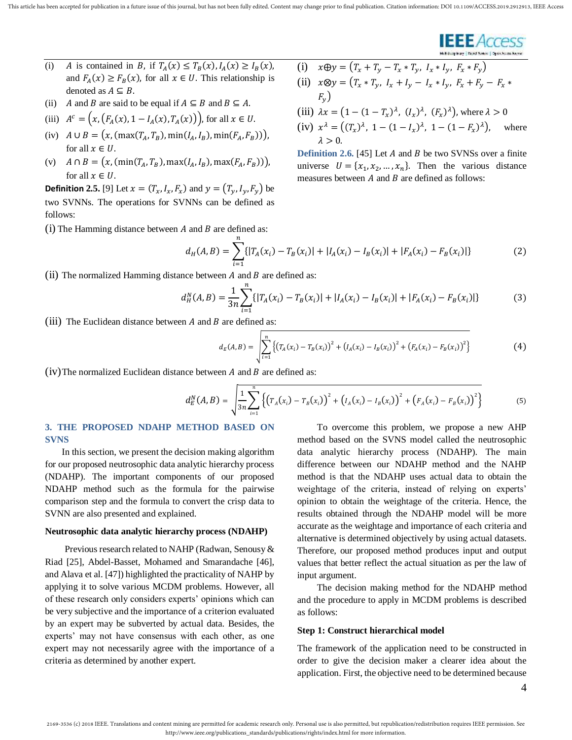(i) $A$ is contained in $B$, if $T_A(x) \leq T_B(x), I_A(x) \geq I_B(x)$, and $F_A(x) \geq F_B(x)$, for all $x \in U$. This relationship is denoted as $A \subseteq B$.

(ii) $A$ and $B$ are said to be equal if $A \subseteq B$ and $B \subseteq A$.

(iii) $A^c = \left(x, \left(F_A(x), 1 - I_A(x), T_A(x)\right)\right)$, for all $x \in U$.

(iv) $A \cup B = \left(x, \left(\max(T_A, T_B), \min(I_A, I_B), \min(F_A, F_B)\right)\right)$, for all $x \in U$.

(v) $A \cap B = \left(x, \left(\min(T_A, T_B), \max(I_A, I_B), \max(F_A, F_B)\right)\right)$, for all $x \in U$.

**Definition 2.5.** [9] Let $x = (T_x, I_x, F_x)$ and $y = (T_y, I_y, F_y)$ be two SVNNs. The operations for SVNNs can be defined as follows:

(i) $x \oplus y = \left(T_x + T_y - T_x * T_y,\ I_x * I_y,\ F_x * F_y\right)$

(ii) $x \otimes y = \left(T_x * T_y,\ I_x + I_y - I_x * I_y,\ F_x + F_y - F_x * F_y\right)$

(iii) $\lambda x = \left(1 - (1 - T_x)^\lambda,\ (I_x)^\lambda,\ (F_x)^\lambda\right)$, where $\lambda > 0$

(iv) $x^\lambda = \left((T_x)^\lambda,\ 1 - (1 - I_x)^\lambda,\ 1 - (1 - F_x)^\lambda\right)$, where $\lambda > 0$.

**Definition 2.6.** [45] Let $A$ and $B$ be two SVNSs over a finite universe $U = \{x_1, x_2, \ldots, x_n\}$. Then the various distance measures between $A$ and $B$ are defined as follows:

(i) The Hamming distance between $A$ and $B$ are defined as:

$$d_H(A,B) = \sum_{i=1}^{n} \{|T_A(x_i) - T_B(x_i)| + |I_A(x_i) - I_B(x_i)| + |F_A(x_i) - F_B(x_i)|\} \tag{2}$$

(ii) The normalized Hamming distance between $A$ and $B$ are defined as:

$$d_H^N(A,B) = \frac{1}{3n} \sum_{i=1}^{n} \{|T_A(x_i) - T_B(x_i)| + |I_A(x_i) - I_B(x_i)| + |F_A(x_i) - F_B(x_i)|\} \tag{3}$$

(iii) The Euclidean distance between $A$ and $B$ are defined as:

$$d_E(A,B) = \sqrt{\sum_{i=1}^{n} \left\{\left(T_A(x_i) - T_B(x_i)\right)^2 + \left(I_A(x_i) - I_B(x_i)\right)^2 + \left(F_A(x_i) - F_B(x_i)\right)^2\right\}} \tag{4}$$

(iv) The normalized Euclidean distance between $A$ and $B$ are defined as:

$$d_E^N(A,B) = \sqrt{\frac{1}{3n} \sum_{i=1}^{n} \left\{\left(T_A(x_i) - T_B(x_i)\right)^2 + \left(I_A(x_i) - I_B(x_i)\right)^2 + \left(F_A(x_i) - F_B(x_i)\right)^2\right\}} \tag{5}$$

## 3. THE PROPOSED NDAHP METHOD BASED ON SVNS

In this section, we present the decision making algorithm for our proposed neutrosophic data analytic hierarchy process (NDAHP). The important components of our proposed NDAHP method such as the formula for the pairwise comparison step and the formula to convert the crisp data to SVNN are also presented and explained.

### Neutrosophic data analytic hierarchy process (NDAHP)

Previous research related to NAHP (Radwan, Senousy & Riad [25], Abdel-Basset, Mohamed and Smarandache [46], and Alava et al. [47]) highlighted the practicality of NAHP by applying it to solve various MCDM problems. However, all of these research only considers experts' opinions which can be very subjective and the importance of a criterion evaluated by an expert may be subverted by actual data. Besides, the experts' may not have consensus with each other, as one expert may not necessarily agree with the importance of a criteria as determined by another expert.

To overcome this problem, we propose a new AHP method based on the SVNS model called the neutrosophic data analytic hierarchy process (NDAHP). The main difference between our NDAHP method and the NAHP method is that the NDAHP uses actual data to obtain the weightage of the criteria, instead of relying on experts' opinion to obtain the weightage of the criteria. Hence, the results obtained through the NDAHP model will be more accurate as the weightage and importance of each criteria and alternative is determined objectively by using actual datasets. Therefore, our proposed method produces input and output values that better reflect the actual situation as per the law of input argument.

The decision making method for the NDAHP method and the procedure to apply in MCDM problems is described as follows:

**Step 1: Construct hierarchical model**

The framework of the application need to be constructed in order to give the decision maker a clearer idea about the application. First, the objective need to be determined because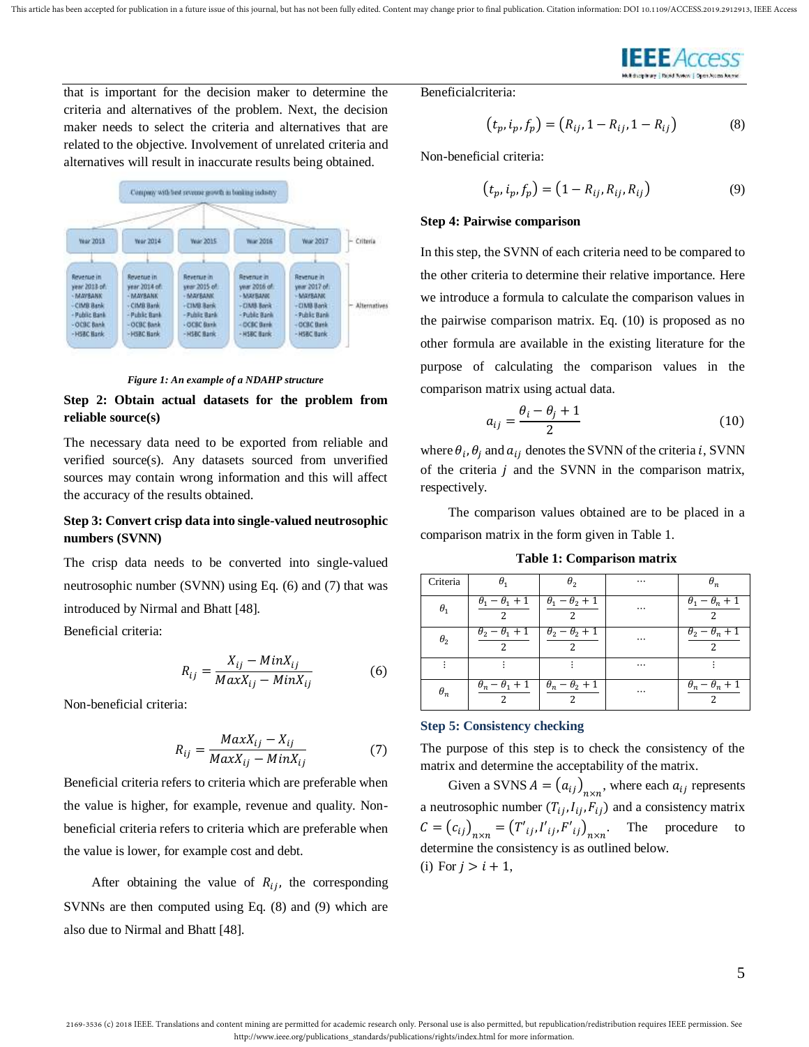that is important for the decision maker to determine the criteria and alternatives of the problem. Next, the decision maker needs to select the criteria and alternatives that are related to the objective. Involvement of unrelated criteria and alternatives will result in inaccurate results being obtained.

*Figure 1: An example of a NDAHP structure*

### Step 2: Obtain actual datasets for the problem from reliable source(s)

The necessary data need to be exported from reliable and verified source(s). Any datasets sourced from unverified sources may contain wrong information and this will affect the accuracy of the results obtained.

### Step 3: Convert crisp data into single-valued neutrosophic numbers (SVNN)

The crisp data needs to be converted into single-valued neutrosophic number (SVNN) using Eq. (6) and (7) that was introduced by Nirmal and Bhatt [48].

Beneficial criteria:

$$R_{ij} = \frac{X_{ij} - MinX_{ij}}{MaxX_{ij} - MinX_{ij}} \tag{6}$$

Non-beneficial criteria:

$$R_{ij} = \frac{MaxX_{ij} - X_{ij}}{MaxX_{ij} - MinX_{ij}} \tag{7}$$

Beneficial criteria refers to criteria which are preferable when the value is higher, for example, revenue and quality. Non-beneficial criteria refers to criteria which are preferable when the value is lower, for example cost and debt.

After obtaining the value of $R_{ij}$, the corresponding SVNNs are then computed using Eq. (8) and (9) which are also due to Nirmal and Bhatt [48].

Beneficialcriteria:

$$(t_p, i_p, f_p) = (R_{ij}, 1 - R_{ij}, 1 - R_{ij}) \tag{8}$$

Non-beneficial criteria:

$$(t_p, i_p, f_p) = (1 - R_{ij}, R_{ij}, R_{ij}) \tag{9}$$

### Step 4: Pairwise comparison

In this step, the SVNN of each criteria need to be compared to the other criteria to determine their relative importance. Here we introduce a formula to calculate the comparison values in the pairwise comparison matrix. Eq. (10) is proposed as no other formula are available in the existing literature for the purpose of calculating the comparison values in the comparison matrix using actual data.

$$a_{ij} = \frac{\theta_i - \theta_j + 1}{2} \tag{10}$$

where $\theta_i, \theta_j$ and $a_{ij}$ denotes the SVNN of the criteria $i$, SVNN of the criteria $j$ and the SVNN in the comparison matrix, respectively.

The comparison values obtained are to be placed in a comparison matrix in the form given in Table 1.

**Table 1: Comparison matrix**

| Criteria | $\theta_1$ | $\theta_2$ | ⋯ | $\theta_n$ |
|---|---|---|---|---|
| $\theta_1$ | $\frac{\theta_1 - \theta_1 + 1}{2}$ | $\frac{\theta_1 - \theta_2 + 1}{2}$ | ⋯ | $\frac{\theta_1 - \theta_n + 1}{2}$ |
| $\theta_2$ | $\frac{\theta_2 - \theta_1 + 1}{2}$ | $\frac{\theta_2 - \theta_2 + 1}{2}$ | ⋯ | $\frac{\theta_2 - \theta_n + 1}{2}$ |
| ⋮ | ⋮ | ⋮ | ⋯ | ⋮ |
| $\theta_n$ | $\frac{\theta_n - \theta_1 + 1}{2}$ | $\frac{\theta_n - \theta_2 + 1}{2}$ | ⋯ | $\frac{\theta_n - \theta_n + 1}{2}$ |

### Step 5: Consistency checking

The purpose of this step is to check the consistency of the matrix and determine the acceptability of the matrix.

Given a SVNS $A = (a_{ij})_{n \times n}$, where each $a_{ij}$ represents a neutrosophic number $(T_{ij}, I_{ij}, F_{ij})$ and a consistency matrix $C = (c_{ij})_{n \times n} = (T'_{ij}, I'_{ij}, F'_{ij})_{n \times n}$. The procedure to determine the consistency is as outlined below.

(i) For $j > i + 1$,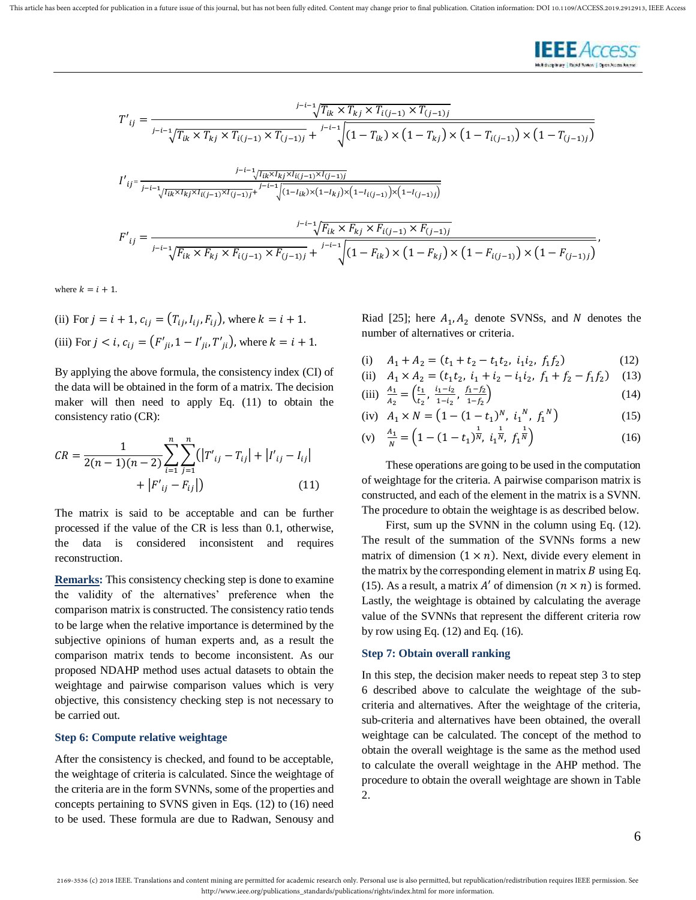$$T'_{ij} = \frac{\sqrt[j-i-1]{T_{ik} \times T_{kj} \times T_{i(j-1)} \times T_{(j-1)j}}}{\sqrt[j-i-1]{T_{ik} \times T_{kj} \times T_{i(j-1)} \times T_{(j-1)j}} + \sqrt[j-i-1]{(1-T_{ik}) \times (1-T_{kj}) \times (1-T_{i(j-1)}) \times (1-T_{(j-1)j})}}$$

$$I'_{ij} = \frac{\sqrt[j-i-1]{I_{ik} \times I_{kj} \times I_{i(j-1)} \times I_{(j-1)j}}}{\sqrt[j-i-1]{I_{ik} \times I_{kj} \times I_{i(j-1)} \times I_{(j-1)j}} + \sqrt[j-i-1]{(1-I_{ik}) \times (1-I_{kj}) \times (1-I_{i(j-1)}) \times (1-I_{(j-1)j})}}$$

$$F'_{ij} = \frac{\sqrt[j-i-1]{F_{ik} \times F_{kj} \times F_{i(j-1)} \times F_{(j-1)j}}}{\sqrt[j-i-1]{F_{ik} \times F_{kj} \times F_{i(j-1)} \times F_{(j-1)j}} + \sqrt[j-i-1]{(1-F_{ik}) \times (1-F_{kj}) \times (1-F_{i(j-1)}) \times (1-F_{(j-1)j})}},$$

where $k = i + 1$.

(ii) For $j = i + 1$, $c_{ij} = (T_{ij}, I_{ij}, F_{ij})$, where $k = i + 1$.

(iii) For $j < i$, $c_{ij} = (F'_{ji}, 1 - I'_{ji}, T'_{ji})$, where $k = i + 1$.

By applying the above formula, the consistency index (CI) of the data will be obtained in the form of a matrix. The decision maker will then need to apply Eq. (11) to obtain the consistency ratio (CR):

$$CR = \frac{1}{2(n-1)(n-2)} \sum_{i=1}^{n} \sum_{j=1}^{n} \left( |T'_{ij} - T_{ij}| + |I'_{ij} - I_{ij}| + |F'_{ij} - F_{ij}| \right) \tag{11}$$

The matrix is said to be acceptable and can be further processed if the value of the CR is less than 0.1, otherwise, the data is considered inconsistent and requires reconstruction.

**Remarks:** This consistency checking step is done to examine the validity of the alternatives' preference when the comparison matrix is constructed. The consistency ratio tends to be large when the relative importance is determined by the subjective opinions of human experts and, as a result the comparison matrix tends to become inconsistent. As our proposed NDAHP method uses actual datasets to obtain the weightage and pairwise comparison values which is very objective, this consistency checking step is not necessary to be carried out.

### Step 6: Compute relative weightage

After the consistency is checked, and found to be acceptable, the weightage of criteria is calculated. Since the weightage of the criteria are in the form SVNNs, some of the properties and concepts pertaining to SVNS given in Eqs. (12) to (16) need to be used. These formula are due to Radwan, Senousy and Riad [25]; here $A_1, A_2$ denote SVNSs, and $N$ denotes the number of alternatives or criteria.

(i) $A_1 + A_2 = (t_1 + t_2 - t_1 t_2,\ i_1 i_2,\ f_1 f_2)$ (12)

(ii) $A_1 \times A_2 = (t_1 t_2,\ i_1 + i_2 - i_1 i_2,\ f_1 + f_2 - f_1 f_2)$ (13)

(iii) $\frac{A_1}{A_2} = \left(\frac{t_1}{t_2},\ \frac{i_1 - i_2}{1 - i_2},\ \frac{f_1 - f_2}{1 - f_2}\right)$ (14)

(iv) $A_1 \times N = \left(1 - (1 - t_1)^N,\ i_1^{\,N},\ f_1^{\,N}\right)$ (15)

(v) $\frac{A_1}{N} = \left(1 - (1 - t_1)^{\frac{1}{N}},\ i_1^{\frac{1}{N}},\ f_1^{\frac{1}{N}}\right)$ (16)

These operations are going to be used in the computation of weightage for the criteria. A pairwise comparison matrix is constructed, and each of the element in the matrix is a SVNN. The procedure to obtain the weightage is as described below.

First, sum up the SVNN in the column using Eq. (12). The result of the summation of the SVNNs forms a new matrix of dimension $(1 \times n)$. Next, divide every element in the matrix by the corresponding element in matrix $B$ using Eq. (15). As a result, a matrix $A'$ of dimension $(n \times n)$ is formed. Lastly, the weightage is obtained by calculating the average value of the SVNNs that represent the different criteria row by row using Eq. (12) and Eq. (16).

### Step 7: Obtain overall ranking

In this step, the decision maker needs to repeat step 3 to step 6 described above to calculate the weightage of the sub-criteria and alternatives. After the weightage of the criteria, sub-criteria and alternatives have been obtained, the overall weightage can be calculated. The concept of the method to obtain the overall weightage is the same as the method used to calculate the overall weightage in the AHP method. The procedure to obtain the overall weightage are shown in Table 2.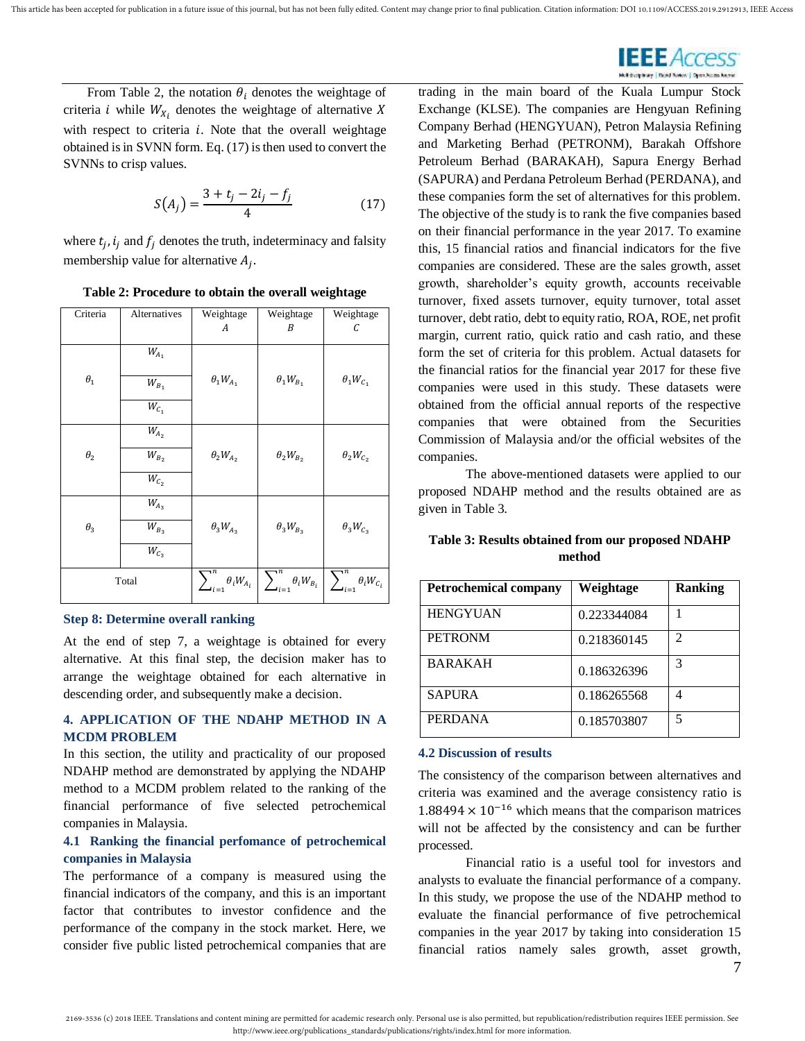From Table 2, the notation $\theta_i$ denotes the weightage of criteria $i$ while $W_{X_i}$ denotes the weightage of alternative $X$ with respect to criteria $i$. Note that the overall weightage obtained is in SVNN form. Eq. (17) is then used to convert the SVNNs to crisp values.

$$S(A_j) = \frac{3 + t_j - 2i_j - f_j}{4} \tag{17}$$

where $t_j, i_j$ and $f_j$ denotes the truth, indeterminacy and falsity membership value for alternative $A_j$.

**Table 2: Procedure to obtain the overall weightage**

| Criteria | Alternatives | Weightage $A$ | Weightage $B$ | Weightage $C$ |
|---|---|---|---|---|
| $\theta_1$ | $W_{A_1}$ | $\theta_1 W_{A_1}$ | $\theta_1 W_{B_1}$ | $\theta_1 W_{C_1}$ |
| | $W_{B_1}$ | | | |
| | $W_{C_1}$ | | | |
| $\theta_2$ | $W_{A_2}$ | $\theta_2 W_{A_2}$ | $\theta_2 W_{B_2}$ | $\theta_2 W_{C_2}$ |
| | $W_{B_2}$ | | | |
| | $W_{C_2}$ | | | |
| $\theta_3$ | $W_{A_3}$ | $\theta_3 W_{A_3}$ | $\theta_3 W_{B_3}$ | $\theta_3 W_{C_3}$ |
| | $W_{B_3}$ | | | |
| | $W_{C_3}$ | | | |
| Total | | $\sum_{i=1}^{n} \theta_i W_{A_i}$ | $\sum_{i=1}^{n} \theta_i W_{B_i}$ | $\sum_{i=1}^{n} \theta_i W_{C_i}$ |

### Step 8: Determine overall ranking

At the end of step 7, a weightage is obtained for every alternative. At this final step, the decision maker has to arrange the weightage obtained for each alternative in descending order, and subsequently make a decision.

## 4. APPLICATION OF THE NDAHP METHOD IN A MCDM PROBLEM

In this section, the utility and practicality of our proposed NDAHP method are demonstrated by applying the NDAHP method to a MCDM problem related to the ranking of the financial performance of five selected petrochemical companies in Malaysia.

### 4.1 Ranking the financial perfomance of petrochemical companies in Malaysia

The performance of a company is measured using the financial indicators of the company, and this is an important factor that contributes to investor confidence and the performance of the company in the stock market. Here, we consider five public listed petrochemical companies that are trading in the main board of the Kuala Lumpur Stock Exchange (KLSE). The companies are Hengyuan Refining Company Berhad (HENGYUAN), Petron Malaysia Refining and Marketing Berhad (PETRONM), Barakah Offshore Petroleum Berhad (BARAKAH), Sapura Energy Berhad (SAPURA) and Perdana Petroleum Berhad (PERDANA), and these companies form the set of alternatives for this problem. The objective of the study is to rank the five companies based on their financial performance in the year 2017. To examine this, 15 financial ratios and financial indicators for the five companies are considered. These are the sales growth, asset growth, shareholder's equity growth, accounts receivable turnover, fixed assets turnover, equity turnover, total asset turnover, debt ratio, debt to equity ratio, ROA, ROE, net profit margin, current ratio, quick ratio and cash ratio, and these form the set of criteria for this problem. Actual datasets for the financial ratios for the financial year 2017 for these five companies were used in this study. These datasets were obtained from the official annual reports of the respective companies that were obtained from the Securities Commission of Malaysia and/or the official websites of the companies.

The above-mentioned datasets were applied to our proposed NDAHP method and the results obtained are as given in Table 3.

**Table 3: Results obtained from our proposed NDAHP method**

| Petrochemical company | Weightage | Ranking |
|---|---|---|
| HENGYUAN | 0.223344084 | 1 |
| PETRONM | 0.218360145 | 2 |
| BARAKAH | 0.186326396 | 3 |
| SAPURA | 0.186265568 | 4 |
| PERDANA | 0.185703807 | 5 |

### 4.2 Discussion of results

The consistency of the comparison between alternatives and criteria was examined and the average consistency ratio is $1.88494 \times 10^{-16}$ which means that the comparison matrices will not be affected by the consistency and can be further processed.

Financial ratio is a useful tool for investors and analysts to evaluate the financial performance of a company. In this study, we propose the use of the NDAHP method to evaluate the financial performance of five petrochemical companies in the year 2017 by taking into consideration 15 financial ratios namely sales growth, asset growth,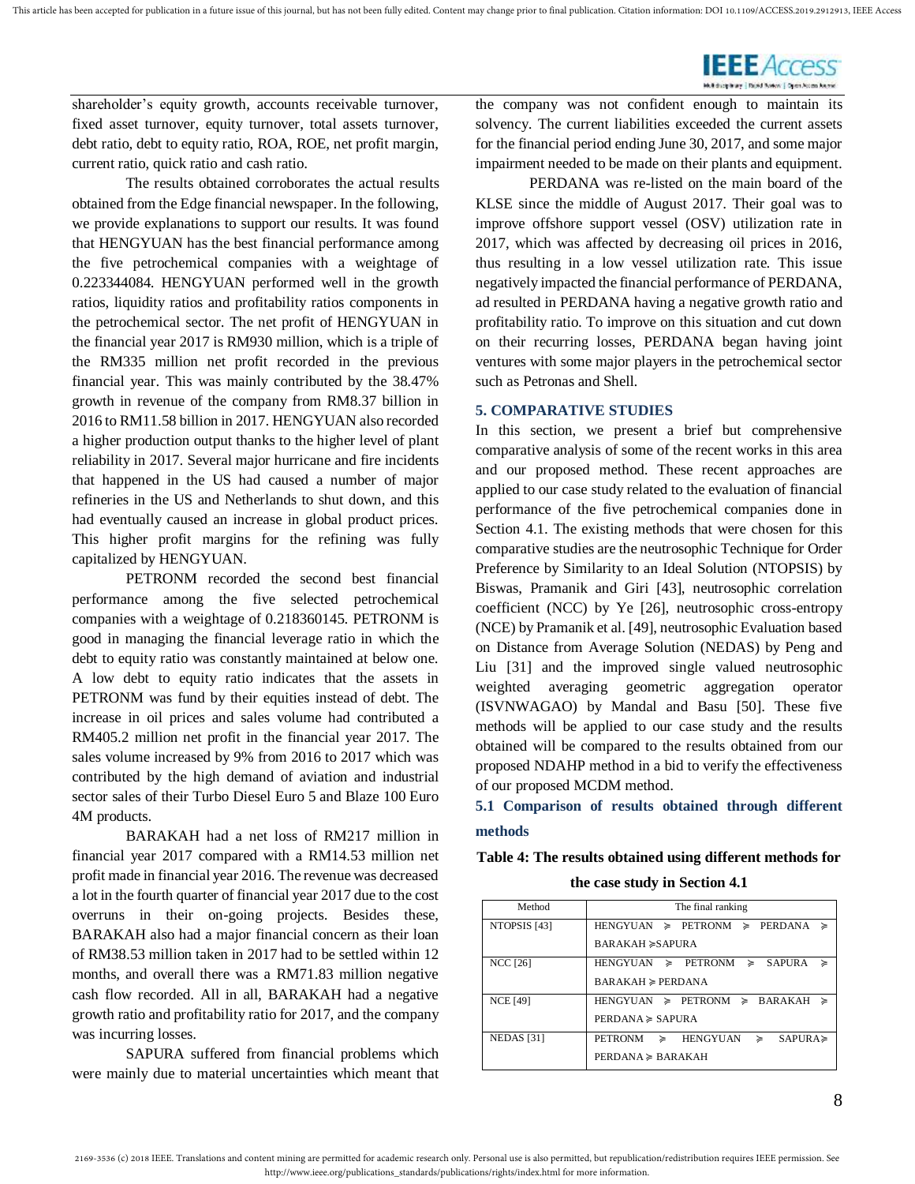shareholder's equity growth, accounts receivable turnover, fixed asset turnover, equity turnover, total assets turnover, debt ratio, debt to equity ratio, ROA, ROE, net profit margin, current ratio, quick ratio and cash ratio.

The results obtained corroborates the actual results obtained from the Edge financial newspaper. In the following, we provide explanations to support our results. It was found that HENGYUAN has the best financial performance among the five petrochemical companies with a weightage of 0.223344084. HENGYUAN performed well in the growth ratios, liquidity ratios and profitability ratios components in the petrochemical sector. The net profit of HENGYUAN in the financial year 2017 is RM930 million, which is a triple of the RM335 million net profit recorded in the previous financial year. This was mainly contributed by the 38.47% growth in revenue of the company from RM8.37 billion in 2016 to RM11.58 billion in 2017. HENGYUAN also recorded a higher production output thanks to the higher level of plant reliability in 2017. Several major hurricane and fire incidents that happened in the US had caused a number of major refineries in the US and Netherlands to shut down, and this had eventually caused an increase in global product prices. This higher profit margins for the refining was fully capitalized by HENGYUAN.

PETRONM recorded the second best financial performance among the five selected petrochemical companies with a weightage of 0.218360145. PETRONM is good in managing the financial leverage ratio in which the debt to equity ratio was constantly maintained at below one. A low debt to equity ratio indicates that the assets in PETRONM was fund by their equities instead of debt. The increase in oil prices and sales volume had contributed a RM405.2 million net profit in the financial year 2017. The sales volume increased by 9% from 2016 to 2017 which was contributed by the high demand of aviation and industrial sector sales of their Turbo Diesel Euro 5 and Blaze 100 Euro 4M products.

BARAKAH had a net loss of RM217 million in financial year 2017 compared with a RM14.53 million net profit made in financial year 2016. The revenue was decreased a lot in the fourth quarter of financial year 2017 due to the cost overruns in their on-going projects. Besides these, BARAKAH also had a major financial concern as their loan of RM38.53 million taken in 2017 had to be settled within 12 months, and overall there was a RM71.83 million negative cash flow recorded. All in all, BARAKAH had a negative growth ratio and profitability ratio for 2017, and the company was incurring losses.

SAPURA suffered from financial problems which were mainly due to material uncertainties which meant that the company was not confident enough to maintain its solvency. The current liabilities exceeded the current assets for the financial period ending June 30, 2017, and some major impairment needed to be made on their plants and equipment.

PERDANA was re-listed on the main board of the KLSE since the middle of August 2017. Their goal was to improve offshore support vessel (OSV) utilization rate in 2017, which was affected by decreasing oil prices in 2016, thus resulting in a low vessel utilization rate. This issue negatively impacted the financial performance of PERDANA, ad resulted in PERDANA having a negative growth ratio and profitability ratio. To improve on this situation and cut down on their recurring losses, PERDANA began having joint ventures with some major players in the petrochemical sector such as Petronas and Shell.

## 5. COMPARATIVE STUDIES

In this section, we present a brief but comprehensive comparative analysis of some of the recent works in this area and our proposed method. These recent approaches are applied to our case study related to the evaluation of financial performance of the five petrochemical companies done in Section 4.1. The existing methods that were chosen for this comparative studies are the neutrosophic Technique for Order Preference by Similarity to an Ideal Solution (NTOPSIS) by Biswas, Pramanik and Giri [43], neutrosophic correlation coefficient (NCC) by Ye [26], neutrosophic cross-entropy (NCE) by Pramanik et al. [49], neutrosophic Evaluation based on Distance from Average Solution (NEDAS) by Peng and Liu [31] and the improved single valued neutrosophic weighted averaging geometric aggregation operator (ISVNWAGAO) by Mandal and Basu [50]. These five methods will be applied to our case study and the results obtained will be compared to the results obtained from our proposed NDAHP method in a bid to verify the effectiveness of our proposed MCDM method.

### 5.1 Comparison of results obtained through different methods

**Table 4: The results obtained using different methods for the case study in Section 4.1**

| Method | The final ranking |
|---|---|
| NTOPSIS [43] | HENGYUAN ≽ PETRONM ≽ PERDANA ≽ BARAKAH ≽ SAPURA |
| NCC [26] | HENGYUAN ≽ PETRONM ≽ SAPURA ≽ BARAKAH ≽ PERDANA |
| NCE [49] | HENGYUAN ≽ PETRONM ≽ BARAKAH ≽ PERDANA ≽ SAPURA |
| NEDAS [31] | PETRONM ≽ HENGYUAN ≽ SAPURA ≽ PERDANA ≽ BARAKAH |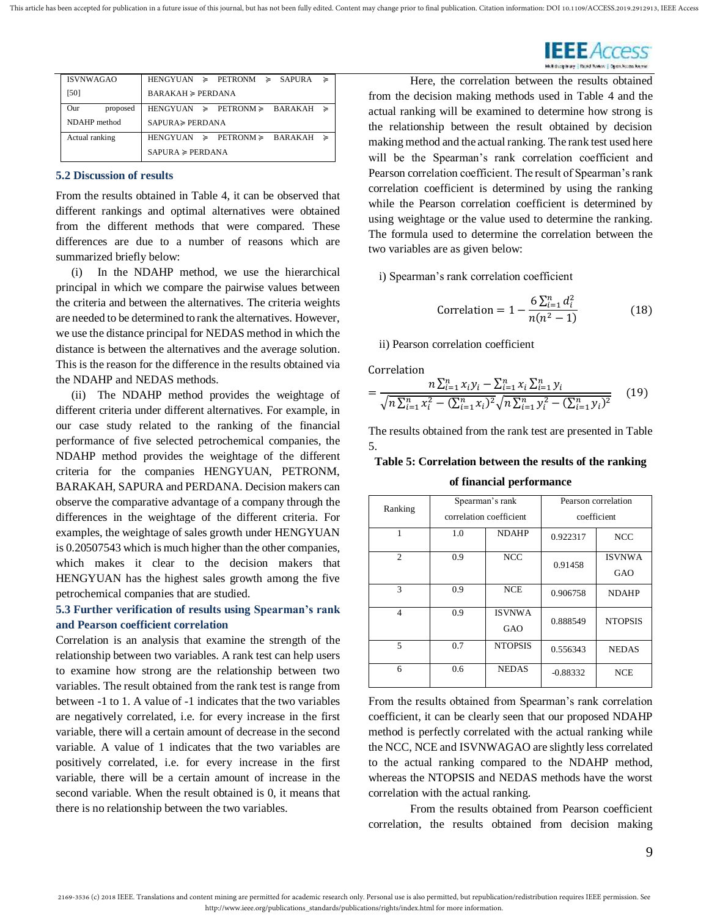| | |
|---|---|
| ISVNWAGAO [50] | HENGYUAN ≽ PETRONM ≽ SAPURA ≽ BARAKAH ≽ PERDANA |
| Our proposed NDAHP method | HENGYUAN ≽ PETRONM ≽ BARAKAH ≽ SAPURA ≽ PERDANA |
| Actual ranking | HENGYUAN ≽ PETRONM ≽ BARAKAH ≽ SAPURA ≽ PERDANA |

### 5.2 Discussion of results

From the results obtained in Table 4, it can be observed that different rankings and optimal alternatives were obtained from the different methods that were compared. These differences are due to a number of reasons which are summarized briefly below:

(i) In the NDAHP method, we use the hierarchical principal in which we compare the pairwise values between the criteria and between the alternatives. The criteria weights are needed to be determined to rank the alternatives. However, we use the distance principal for NEDAS method in which the distance is between the alternatives and the average solution. This is the reason for the difference in the results obtained via the NDAHP and NEDAS methods.

(ii) The NDAHP method provides the weightage of different criteria under different alternatives. For example, in our case study related to the ranking of the financial performance of five selected petrochemical companies, the NDAHP method provides the weightage of the different criteria for the companies HENGYUAN, PETRONM, BARAKAH, SAPURA and PERDANA. Decision makers can observe the comparative advantage of a company through the differences in the weightage of the different criteria. For examples, the weightage of sales growth under HENGYUAN is 0.20507543 which is much higher than the other companies, which makes it clear to the decision makers that HENGYUAN has the highest sales growth among the five petrochemical companies that are studied.

### 5.3 Further verification of results using Spearman's rank and Pearson coefficient correlation

Correlation is an analysis that examine the strength of the relationship between two variables. A rank test can help users to examine how strong are the relationship between two variables. The result obtained from the rank test is range from between -1 to 1. A value of -1 indicates that the two variables are negatively correlated, i.e. for every increase in the first variable, there will a certain amount of decrease in the second variable. A value of 1 indicates that the two variables are positively correlated, i.e. for every increase in the first variable, there will be a certain amount of increase in the second variable. When the result obtained is 0, it means that there is no relationship between the two variables.

Here, the correlation between the results obtained from the decision making methods used in Table 4 and the actual ranking will be examined to determine how strong is the relationship between the result obtained by decision making method and the actual ranking. The rank test used here will be the Spearman's rank correlation coefficient and Pearson correlation coefficient. The result of Spearman's rank correlation coefficient is determined by using the ranking while the Pearson correlation coefficient is determined by using weightage or the value used to determine the ranking. The formula used to determine the correlation between the two variables are as given below:

i) Spearman's rank correlation coefficient

$$\text{Correlation} = 1 - \frac{6\sum_{i=1}^{n} d_i^2}{n(n^2-1)} \tag{18}$$

ii) Pearson correlation coefficient

$$\text{Correlation} = \frac{n\sum_{i=1}^{n} x_i y_i - \sum_{i=1}^{n} x_i \sum_{i=1}^{n} y_i}{\sqrt{n\sum_{i=1}^{n} x_i^2 - (\sum_{i=1}^{n} x_i)^2}\sqrt{n\sum_{i=1}^{n} y_i^2 - (\sum_{i=1}^{n} y_i)^2}} \tag{19}$$

The results obtained from the rank test are presented in Table 5.

**Table 5: Correlation between the results of the ranking of financial performance**

| Ranking | Spearman's rank correlation coefficient | | Pearson correlation coefficient | |
|---|---|---|---|---|
| 1 | 1.0 | NDAHP | 0.922317 | NCC |
| 2 | 0.9 | NCC | 0.91458 | ISVNWAGAO |
| 3 | 0.9 | NCE | 0.906758 | NDAHP |
| 4 | 0.9 | ISVNWAGAO | 0.888549 | NTOPSIS |
| 5 | 0.7 | NTOPSIS | 0.556343 | NEDAS |
| 6 | 0.6 | NEDAS | -0.88332 | NCE |

From the results obtained from Spearman's rank correlation coefficient, it can be clearly seen that our proposed NDAHP method is perfectly correlated with the actual ranking while the NCC, NCE and ISVNWAGAO are slightly less correlated to the actual ranking compared to the NDAHP method, whereas the NTOPSIS and NEDAS methods have the worst correlation with the actual ranking.

From the results obtained from Pearson coefficient correlation, the results obtained from decision making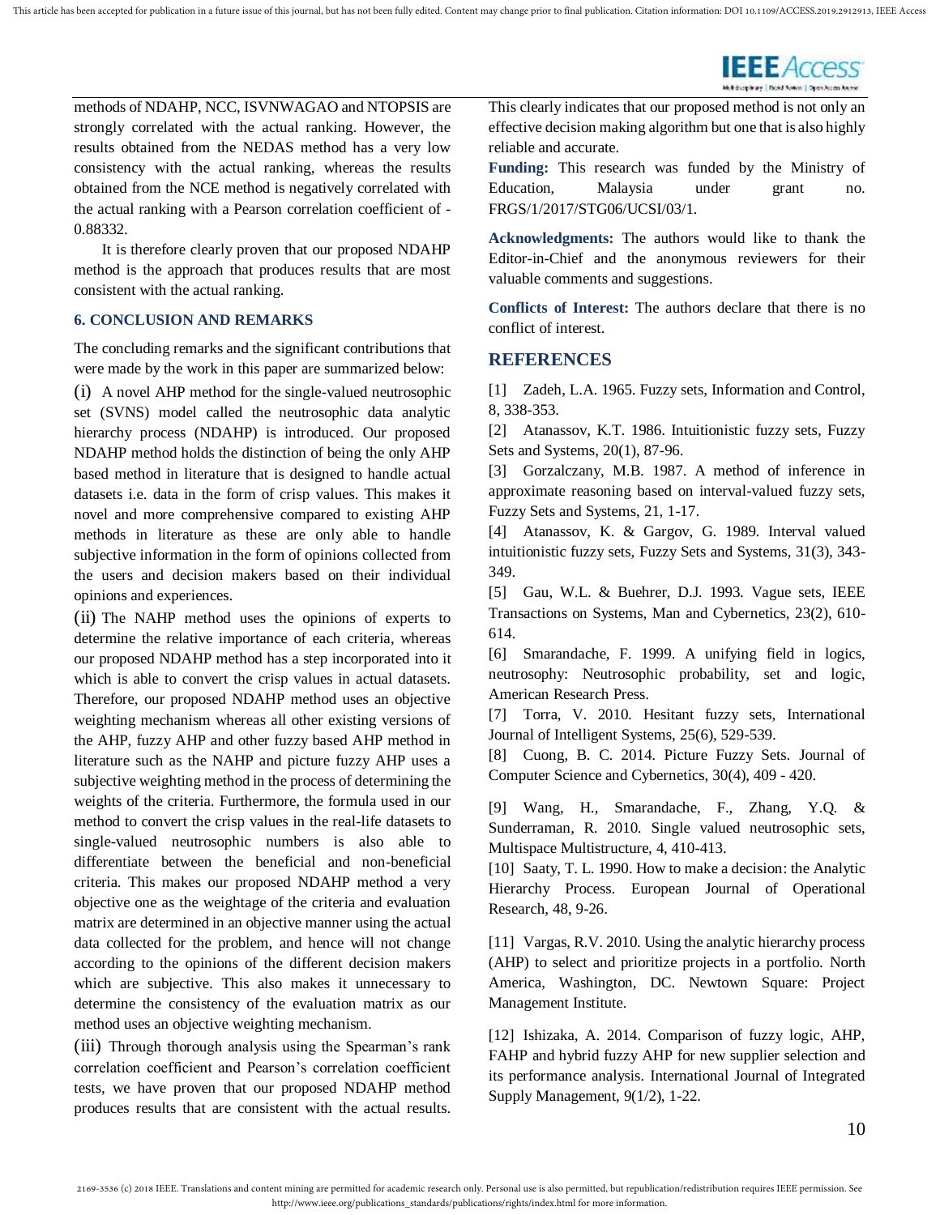methods of NDAHP, NCC, ISVNWAGAO and NTOPSIS are strongly correlated with the actual ranking. However, the results obtained from the NEDAS method has a very low consistency with the actual ranking, whereas the results obtained from the NCE method is negatively correlated with the actual ranking with a Pearson correlation coefficient of -0.88332.

It is therefore clearly proven that our proposed NDAHP method is the approach that produces results that are most consistent with the actual ranking.

## 6. CONCLUSION AND REMARKS

The concluding remarks and the significant contributions that were made by the work in this paper are summarized below:

(i) A novel AHP method for the single-valued neutrosophic set (SVNS) model called the neutrosophic data analytic hierarchy process (NDAHP) is introduced. Our proposed NDAHP method holds the distinction of being the only AHP based method in literature that is designed to handle actual datasets i.e. data in the form of crisp values. This makes it novel and more comprehensive compared to existing AHP methods in literature as these are only able to handle subjective information in the form of opinions collected from the users and decision makers based on their individual opinions and experiences.

(ii) The NAHP method uses the opinions of experts to determine the relative importance of each criteria, whereas our proposed NDAHP method has a step incorporated into it which is able to convert the crisp values in actual datasets. Therefore, our proposed NDAHP method uses an objective weighting mechanism whereas all other existing versions of the AHP, fuzzy AHP and other fuzzy based AHP method in literature such as the NAHP and picture fuzzy AHP uses a subjective weighting method in the process of determining the weights of the criteria. Furthermore, the formula used in our method to convert the crisp values in the real-life datasets to single-valued neutrosophic numbers is also able to differentiate between the beneficial and non-beneficial criteria. This makes our proposed NDAHP method a very objective one as the weightage of the criteria and evaluation matrix are determined in an objective manner using the actual data collected for the problem, and hence will not change according to the opinions of the different decision makers which are subjective. This also makes it unnecessary to determine the consistency of the evaluation matrix as our method uses an objective weighting mechanism.

(iii) Through thorough analysis using the Spearman's rank correlation coefficient and Pearson's correlation coefficient tests, we have proven that our proposed NDAHP method produces results that are consistent with the actual results. This clearly indicates that our proposed method is not only an effective decision making algorithm but one that is also highly reliable and accurate.

**Funding:** This research was funded by the Ministry of Education, Malaysia under grant no. FRGS/1/2017/STG06/UCSI/03/1.

**Acknowledgments:** The authors would like to thank the Editor-in-Chief and the anonymous reviewers for their valuable comments and suggestions.

**Conflicts of Interest:** The authors declare that there is no conflict of interest.

## REFERENCES

[1] Zadeh, L.A. 1965. Fuzzy sets, Information and Control, 8, 338-353.

[2] Atanassov, K.T. 1986. Intuitionistic fuzzy sets, Fuzzy Sets and Systems, 20(1), 87-96.

[3] Gorzalczany, M.B. 1987. A method of inference in approximate reasoning based on interval-valued fuzzy sets, Fuzzy Sets and Systems, 21, 1-17.

[4] Atanassov, K. & Gargov, G. 1989. Interval valued intuitionistic fuzzy sets, Fuzzy Sets and Systems, 31(3), 343-349.

[5] Gau, W.L. & Buehrer, D.J. 1993. Vague sets, IEEE Transactions on Systems, Man and Cybernetics, 23(2), 610-614.

[6] Smarandache, F. 1999. A unifying field in logics, neutrosophy: Neutrosophic probability, set and logic, American Research Press.

[7] Torra, V. 2010. Hesitant fuzzy sets, International Journal of Intelligent Systems, 25(6), 529-539.

[8] Cuong, B. C. 2014. Picture Fuzzy Sets. Journal of Computer Science and Cybernetics, 30(4), 409 - 420.

[9] Wang, H., Smarandache, F., Zhang, Y.Q. & Sunderraman, R. 2010. Single valued neutrosophic sets, Multispace Multistructure, 4, 410-413.

[10] Saaty, T. L. 1990. How to make a decision: the Analytic Hierarchy Process. European Journal of Operational Research, 48, 9-26.

[11] Vargas, R.V. 2010. Using the analytic hierarchy process (AHP) to select and prioritize projects in a portfolio. North America, Washington, DC. Newtown Square: Project Management Institute.

[12] Ishizaka, A. 2014. Comparison of fuzzy logic, AHP, FAHP and hybrid fuzzy AHP for new supplier selection and its performance analysis. International Journal of Integrated Supply Management, 9(1/2), 1-22.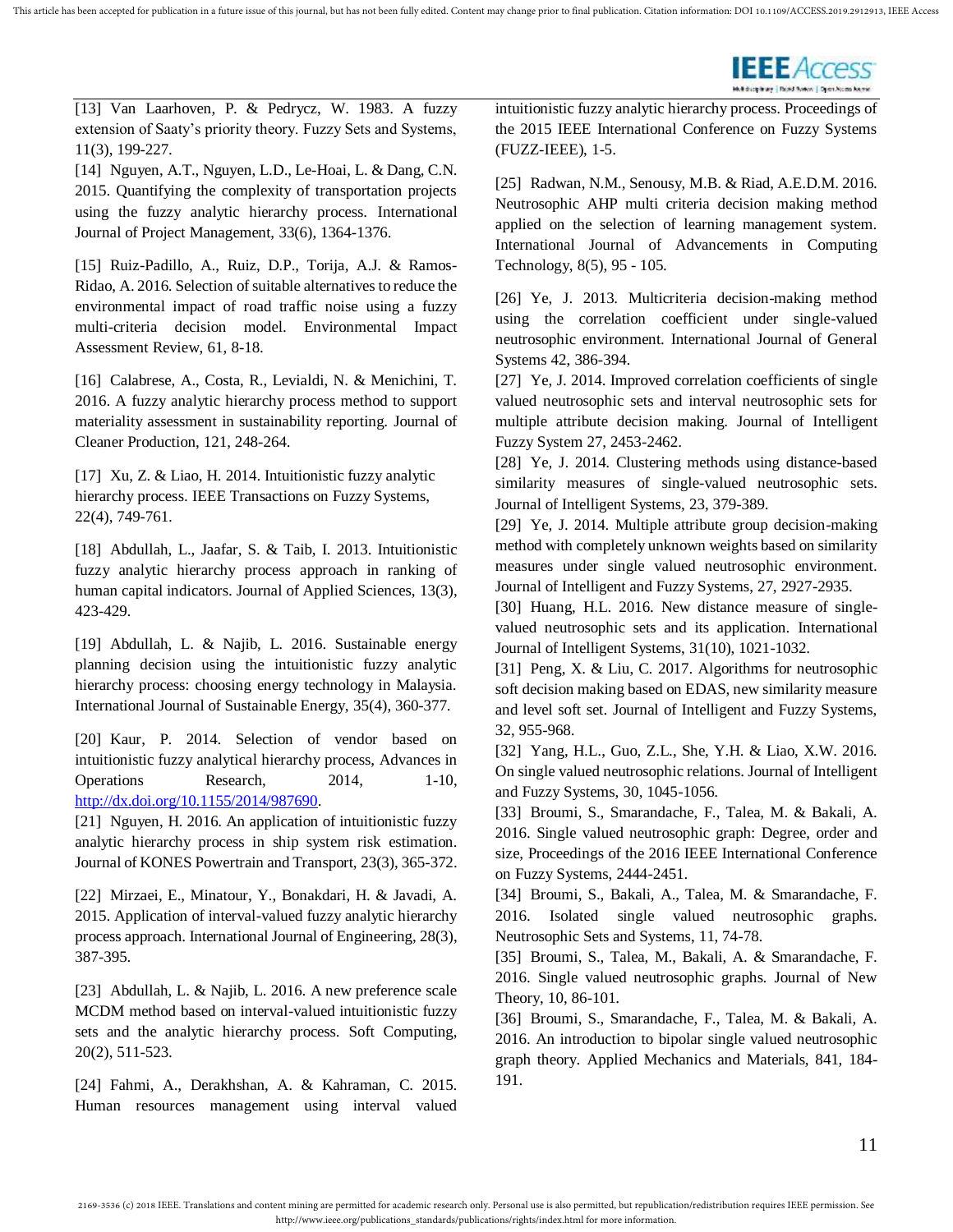[13] Van Laarhoven, P. & Pedrycz, W. 1983. A fuzzy extension of Saaty's priority theory. Fuzzy Sets and Systems, 11(3), 199-227.

[14] Nguyen, A.T., Nguyen, L.D., Le-Hoai, L. & Dang, C.N. 2015. Quantifying the complexity of transportation projects using the fuzzy analytic hierarchy process. International Journal of Project Management, 33(6), 1364-1376.

[15] Ruiz-Padillo, A., Ruiz, D.P., Torija, A.J. & Ramos-Ridao, A. 2016. Selection of suitable alternatives to reduce the environmental impact of road traffic noise using a fuzzy multi-criteria decision model. Environmental Impact Assessment Review, 61, 8-18.

[16] Calabrese, A., Costa, R., Levialdi, N. & Menichini, T. 2016. A fuzzy analytic hierarchy process method to support materiality assessment in sustainability reporting. Journal of Cleaner Production, 121, 248-264.

[17] Xu, Z. & Liao, H. 2014. Intuitionistic fuzzy analytic hierarchy process. IEEE Transactions on Fuzzy Systems, 22(4), 749-761.

[18] Abdullah, L., Jaafar, S. & Taib, I. 2013. Intuitionistic fuzzy analytic hierarchy process approach in ranking of human capital indicators. Journal of Applied Sciences, 13(3), 423-429.

[19] Abdullah, L. & Najib, L. 2016. Sustainable energy planning decision using the intuitionistic fuzzy analytic hierarchy process: choosing energy technology in Malaysia. International Journal of Sustainable Energy, 35(4), 360-377.

[20] Kaur, P. 2014. Selection of vendor based on intuitionistic fuzzy analytical hierarchy process, Advances in Operations Research, 2014, 1-10, http://dx.doi.org/10.1155/2014/987690.

[21] Nguyen, H. 2016. An application of intuitionistic fuzzy analytic hierarchy process in ship system risk estimation. Journal of KONES Powertrain and Transport, 23(3), 365-372.

[22] Mirzaei, E., Minatour, Y., Bonakdari, H. & Javadi, A. 2015. Application of interval-valued fuzzy analytic hierarchy process approach. International Journal of Engineering, 28(3), 387-395.

[23] Abdullah, L. & Najib, L. 2016. A new preference scale MCDM method based on interval-valued intuitionistic fuzzy sets and the analytic hierarchy process. Soft Computing, 20(2), 511-523.

[24] Fahmi, A., Derakhshan, A. & Kahraman, C. 2015. Human resources management using interval valued intuitionistic fuzzy analytic hierarchy process. Proceedings of the 2015 IEEE International Conference on Fuzzy Systems (FUZZ-IEEE), 1-5.

[25] Radwan, N.M., Senousy, M.B. & Riad, A.E.D.M. 2016. Neutrosophic AHP multi criteria decision making method applied on the selection of learning management system. International Journal of Advancements in Computing Technology, 8(5), 95 - 105.

[26] Ye, J. 2013. Multicriteria decision-making method using the correlation coefficient under single-valued neutrosophic environment. International Journal of General Systems 42, 386-394.

[27] Ye, J. 2014. Improved correlation coefficients of single valued neutrosophic sets and interval neutrosophic sets for multiple attribute decision making. Journal of Intelligent Fuzzy System 27, 2453-2462.

[28] Ye, J. 2014. Clustering methods using distance-based similarity measures of single-valued neutrosophic sets. Journal of Intelligent Systems, 23, 379-389.

[29] Ye, J. 2014. Multiple attribute group decision-making method with completely unknown weights based on similarity measures under single valued neutrosophic environment. Journal of Intelligent and Fuzzy Systems, 27, 2927-2935.

[30] Huang, H.L. 2016. New distance measure of single-valued neutrosophic sets and its application. International Journal of Intelligent Systems, 31(10), 1021-1032.

[31] Peng, X. & Liu, C. 2017. Algorithms for neutrosophic soft decision making based on EDAS, new similarity measure and level soft set. Journal of Intelligent and Fuzzy Systems, 32, 955-968.

[32] Yang, H.L., Guo, Z.L., She, Y.H. & Liao, X.W. 2016. On single valued neutrosophic relations. Journal of Intelligent and Fuzzy Systems, 30, 1045-1056.

[33] Broumi, S., Smarandache, F., Talea, M. & Bakali, A. 2016. Single valued neutrosophic graph: Degree, order and size, Proceedings of the 2016 IEEE International Conference on Fuzzy Systems, 2444-2451.

[34] Broumi, S., Bakali, A., Talea, M. & Smarandache, F. 2016. Isolated single valued neutrosophic graphs. Neutrosophic Sets and Systems, 11, 74-78.

[35] Broumi, S., Talea, M., Bakali, A. & Smarandache, F. 2016. Single valued neutrosophic graphs. Journal of New Theory, 10, 86-101.

[36] Broumi, S., Smarandache, F., Talea, M. & Bakali, A. 2016. An introduction to bipolar single valued neutrosophic graph theory. Applied Mechanics and Materials, 841, 184-191.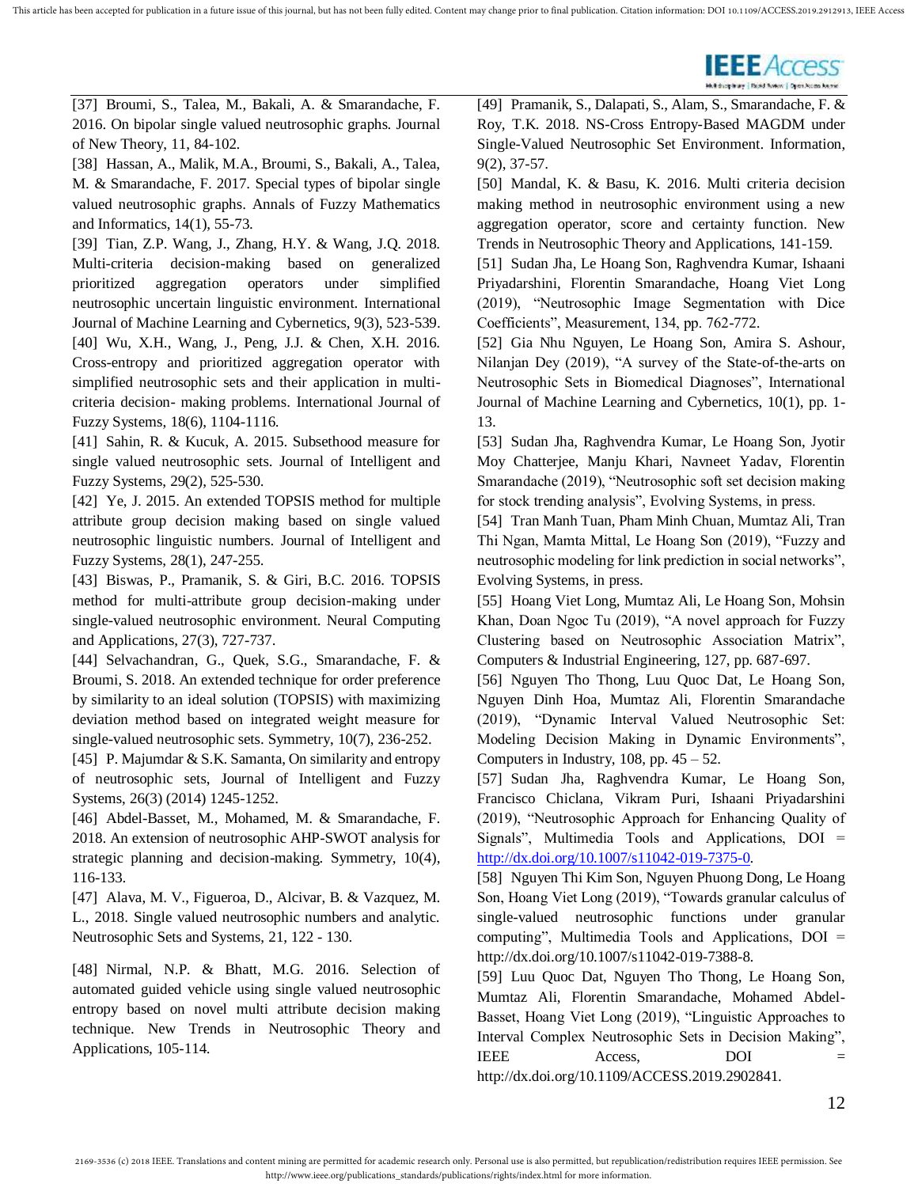[37] Broumi, S., Talea, M., Bakali, A. & Smarandache, F. 2016. On bipolar single valued neutrosophic graphs. Journal of New Theory, 11, 84-102.

[38] Hassan, A., Malik, M.A., Broumi, S., Bakali, A., Talea, M. & Smarandache, F. 2017. Special types of bipolar single valued neutrosophic graphs. Annals of Fuzzy Mathematics and Informatics, 14(1), 55-73.

[39] Tian, Z.P. Wang, J., Zhang, H.Y. & Wang, J.Q. 2018. Multi-criteria decision-making based on generalized prioritized aggregation operators under simplified neutrosophic uncertain linguistic environment. International Journal of Machine Learning and Cybernetics, 9(3), 523-539.

[40] Wu, X.H., Wang, J., Peng, J.J. & Chen, X.H. 2016. Cross-entropy and prioritized aggregation operator with simplified neutrosophic sets and their application in multi-criteria decision- making problems. International Journal of Fuzzy Systems, 18(6), 1104-1116.

[41] Sahin, R. & Kucuk, A. 2015. Subsethood measure for single valued neutrosophic sets. Journal of Intelligent and Fuzzy Systems, 29(2), 525-530.

[42] Ye, J. 2015. An extended TOPSIS method for multiple attribute group decision making based on single valued neutrosophic linguistic numbers. Journal of Intelligent and Fuzzy Systems, 28(1), 247-255.

[43] Biswas, P., Pramanik, S. & Giri, B.C. 2016. TOPSIS method for multi-attribute group decision-making under single-valued neutrosophic environment. Neural Computing and Applications, 27(3), 727-737.

[44] Selvachandran, G., Quek, S.G., Smarandache, F. & Broumi, S. 2018. An extended technique for order preference by similarity to an ideal solution (TOPSIS) with maximizing deviation method based on integrated weight measure for single-valued neutrosophic sets. Symmetry, 10(7), 236-252.

[45] P. Majumdar & S.K. Samanta, On similarity and entropy of neutrosophic sets, Journal of Intelligent and Fuzzy Systems, 26(3) (2014) 1245-1252.

[46] Abdel-Basset, M., Mohamed, M. & Smarandache, F. 2018. An extension of neutrosophic AHP-SWOT analysis for strategic planning and decision-making. Symmetry, 10(4), 116-133.

[47] Alava, M. V., Figueroa, D., Alcivar, B. & Vazquez, M. L., 2018. Single valued neutrosophic numbers and analytic. Neutrosophic Sets and Systems, 21, 122 - 130.

[48] Nirmal, N.P. & Bhatt, M.G. 2016. Selection of automated guided vehicle using single valued neutrosophic entropy based on novel multi attribute decision making technique. New Trends in Neutrosophic Theory and Applications, 105-114.

[49] Pramanik, S., Dalapati, S., Alam, S., Smarandache, F. & Roy, T.K. 2018. NS-Cross Entropy-Based MAGDM under Single-Valued Neutrosophic Set Environment. Information, 9(2), 37-57.

[50] Mandal, K. & Basu, K. 2016. Multi criteria decision making method in neutrosophic environment using a new aggregation operator, score and certainty function. New Trends in Neutrosophic Theory and Applications, 141-159.

[51] Sudan Jha, Le Hoang Son, Raghvendra Kumar, Ishaani Priyadarshini, Florentin Smarandache, Hoang Viet Long (2019), "Neutrosophic Image Segmentation with Dice Coefficients", Measurement, 134, pp. 762-772.

[52] Gia Nhu Nguyen, Le Hoang Son, Amira S. Ashour, Nilanjan Dey (2019), "A survey of the State-of-the-arts on Neutrosophic Sets in Biomedical Diagnoses", International Journal of Machine Learning and Cybernetics, 10(1), pp. 1-13.

[53] Sudan Jha, Raghvendra Kumar, Le Hoang Son, Jyotir Moy Chatterjee, Manju Khari, Navneet Yadav, Florentin Smarandache (2019), "Neutrosophic soft set decision making for stock trending analysis", Evolving Systems, in press.

[54] Tran Manh Tuan, Pham Minh Chuan, Mumtaz Ali, Tran Thi Ngan, Mamta Mittal, Le Hoang Son (2019), "Fuzzy and neutrosophic modeling for link prediction in social networks", Evolving Systems, in press.

[55] Hoang Viet Long, Mumtaz Ali, Le Hoang Son, Mohsin Khan, Doan Ngoc Tu (2019), "A novel approach for Fuzzy Clustering based on Neutrosophic Association Matrix", Computers & Industrial Engineering, 127, pp. 687-697.

[56] Nguyen Tho Thong, Luu Quoc Dat, Le Hoang Son, Nguyen Dinh Hoa, Mumtaz Ali, Florentin Smarandache (2019), "Dynamic Interval Valued Neutrosophic Set: Modeling Decision Making in Dynamic Environments", Computers in Industry, 108, pp. 45 – 52.

[57] Sudan Jha, Raghvendra Kumar, Le Hoang Son, Francisco Chiclana, Vikram Puri, Ishaani Priyadarshini (2019), "Neutrosophic Approach for Enhancing Quality of Signals", Multimedia Tools and Applications, DOI = http://dx.doi.org/10.1007/s11042-019-7375-0.

[58] Nguyen Thi Kim Son, Nguyen Phuong Dong, Le Hoang Son, Hoang Viet Long (2019), "Towards granular calculus of single-valued neutrosophic functions under granular computing", Multimedia Tools and Applications, DOI = http://dx.doi.org/10.1007/s11042-019-7388-8.

[59] Luu Quoc Dat, Nguyen Tho Thong, Le Hoang Son, Mumtaz Ali, Florentin Smarandache, Mohamed Abdel-Basset, Hoang Viet Long (2019), "Linguistic Approaches to Interval Complex Neutrosophic Sets in Decision Making", IEEE Access, DOI = http://dx.doi.org/10.1109/ACCESS.2019.2902841.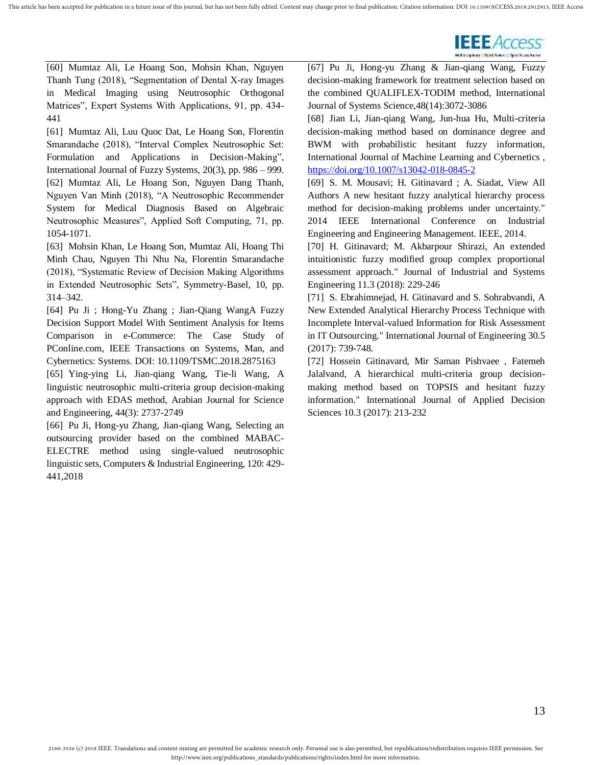[60] Mumtaz Ali, Le Hoang Son, Mohsin Khan, Nguyen Thanh Tung (2018), "Segmentation of Dental X-ray Images in Medical Imaging using Neutrosophic Orthogonal Matrices", Expert Systems With Applications, 91, pp. 434-441

[61] Mumtaz Ali, Luu Quoc Dat, Le Hoang Son, Florentin Smarandache (2018), "Interval Complex Neutrosophic Set: Formulation and Applications in Decision-Making", International Journal of Fuzzy Systems, 20(3), pp. 986 – 999.

[62] Mumtaz Ali, Le Hoang Son, Nguyen Dang Thanh, Nguyen Van Minh (2018), "A Neutrosophic Recommender System for Medical Diagnosis Based on Algebraic Neutrosophic Measures", Applied Soft Computing, 71, pp. 1054-1071.

[63] Mohsin Khan, Le Hoang Son, Mumtaz Ali, Hoang Thi Minh Chau, Nguyen Thi Nhu Na, Florentin Smarandache (2018), "Systematic Review of Decision Making Algorithms in Extended Neutrosophic Sets", Symmetry-Basel, 10, pp. 314–342.

[64] Pu Ji ; Hong-Yu Zhang ; Jian-Qiang WangA Fuzzy Decision Support Model With Sentiment Analysis for Items Comparison in e-Commerce: The Case Study of PConline.com, IEEE Transactions on Systems, Man, and Cybernetics: Systems. DOI: 10.1109/TSMC.2018.2875163

[65] Ying-ying Li, Jian-qiang Wang, Tie-li Wang, A linguistic neutrosophic multi-criteria group decision-making approach with EDAS method, Arabian Journal for Science and Engineering, 44(3): 2737-2749

[66] Pu Ji, Hong-yu Zhang, Jian-qiang Wang, Selecting an outsourcing provider based on the combined MABAC-ELECTRE method using single-valued neutrosophic linguistic sets, Computers & Industrial Engineering, 120: 429-441,2018

[67] Pu Ji, Hong-yu Zhang & Jian-qiang Wang, Fuzzy decision-making framework for treatment selection based on the combined QUALIFLEX-TODIM method, International Journal of Systems Science,48(14):3072-3086

[68] Jian Li, Jian-qiang Wang, Jun-hua Hu, Multi-criteria decision-making method based on dominance degree and BWM with probabilistic hesitant fuzzy information, International Journal of Machine Learning and Cybernetics , https://doi.org/10.1007/s13042-018-0845-2

[69] S. M. Mousavi; H. Gitinavard ; A. Siadat, View All Authors A new hesitant fuzzy analytical hierarchy process method for decision-making problems under uncertainty." 2014 IEEE International Conference on Industrial Engineering and Engineering Management. IEEE, 2014.

[70] H. Gitinavard; M. Akbarpour Shirazi, An extended intuitionistic fuzzy modified group complex proportional assessment approach." Journal of Industrial and Systems Engineering 11.3 (2018): 229-246

[71] S. Ebrahimnejad, H. Gitinavard and S. Sohrabvandi, A New Extended Analytical Hierarchy Process Technique with Incomplete Interval-valued Information for Risk Assessment in IT Outsourcing." International Journal of Engineering 30.5 (2017): 739-748.

[72] Hossein Gitinavard, Mir Saman Pishvaee , Fatemeh Jalalvand, A hierarchical multi-criteria group decision-making method based on TOPSIS and hesitant fuzzy information." International Journal of Applied Decision Sciences 10.3 (2017): 213-232